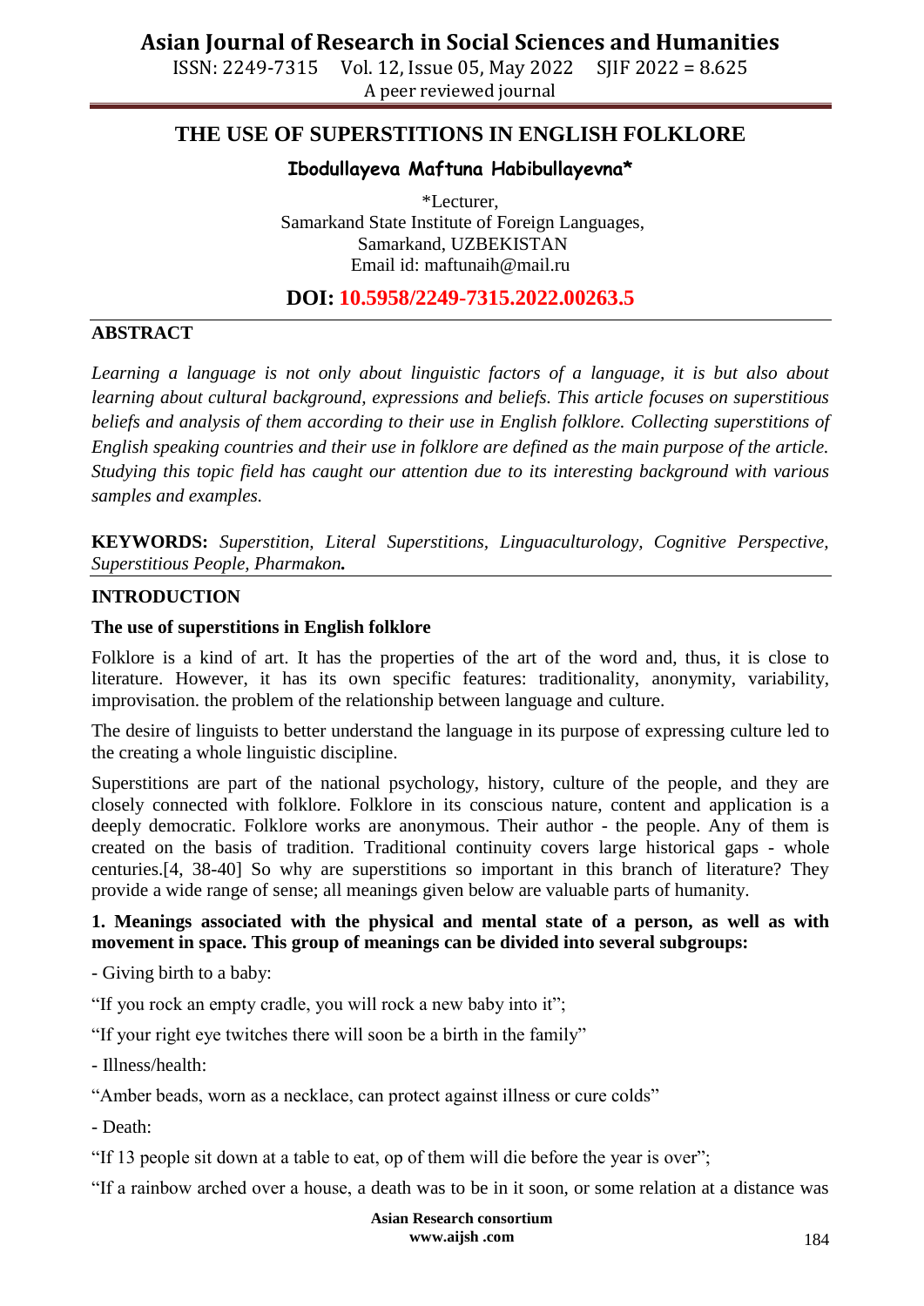# THE USE OF SUPERSTITIONS IN ENGLISH FOLKLORE

**Ibodullayeva Maftuna Habibullayevna***

*Lecturer,
Samarkand State Institute of Foreign Languages,
Samarkand, UZBEKISTAN
Email id: maftunaih@mail.ru

**DOI: 10.5958/2249-7315.2022.00263.5**

## ABSTRACT

*Learning a language is not only about linguistic factors of a language, it is but also about learning about cultural background, expressions and beliefs. This article focuses on superstitious beliefs and analysis of them according to their use in English folklore. Collecting superstitions of English speaking countries and their use in folklore are defined as the main purpose of the article. Studying this topic field has caught our attention due to its interesting background with various samples and examples.*

**KEYWORDS:** *Superstition, Literal Superstitions, Linguaculturology, Cognitive Perspective, Superstitious People, Pharmakon.*

## INTRODUCTION

### The use of superstitions in English folklore

Folklore is a kind of art. It has the properties of the art of the word and, thus, it is close to literature. However, it has its own specific features: traditionality, anonymity, variability, improvisation. the problem of the relationship between language and culture.

The desire of linguists to better understand the language in its purpose of expressing culture led to the creating a whole linguistic discipline.

Superstitions are part of the national psychology, history, culture of the people, and they are closely connected with folklore. Folklore in its conscious nature, content and application is a deeply democratic. Folklore works are anonymous. Their author - the people. Any of them is created on the basis of tradition. Traditional continuity covers large historical gaps - whole centuries.[4, 38-40] So why are superstitions so important in this branch of literature? They provide a wide range of sense; all meanings given below are valuable parts of humanity.

**1. Meanings associated with the physical and mental state of a person, as well as with movement in space. This group of meanings can be divided into several subgroups:**

- Giving birth to a baby:

"If you rock an empty cradle, you will rock a new baby into it";

"If your right eye twitches there will soon be a birth in the family"

- Illness/health:

"Amber beads, worn as a necklace, can protect against illness or cure colds"

- Death:

"If 13 people sit down at a table to eat, op of them will die before the year is over";

"If a rainbow arched over a house, a death was to be in it soon, or some relation at a distance was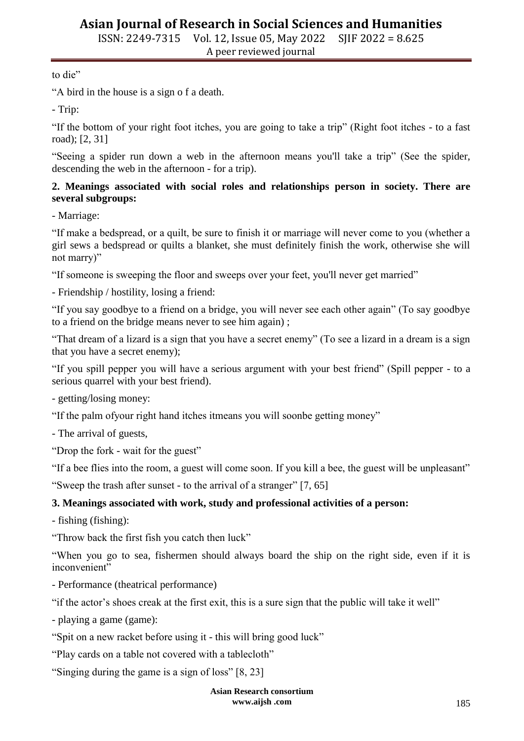to die"

"A bird in the house is a sign o f a death.

- Trip:

"If the bottom of your right foot itches, you are going to take a trip" (Right foot itches - to a fast road); [2, 31]

"Seeing a spider run down a web in the afternoon means you'll take a trip" (See the spider, descending the web in the afternoon - for a trip).

**2. Meanings associated with social roles and relationships person in society. There are several subgroups:**

- Marriage:

"If make a bedspread, or a quilt, be sure to finish it or marriage will never come to you (whether a girl sews a bedspread or quilts a blanket, she must definitely finish the work, otherwise she will not marry)"

"If someone is sweeping the floor and sweeps over your feet, you'll never get married"

- Friendship / hostility, losing a friend:

"If you say goodbye to a friend on a bridge, you will never see each other again" (To say goodbye to a friend on the bridge means never to see him again) ;

"That dream of a lizard is a sign that you have a secret enemy" (To see a lizard in a dream is a sign that you have a secret enemy);

"If you spill pepper you will have a serious argument with your best friend" (Spill pepper - to a serious quarrel with your best friend).

- getting/losing money:

"If the palm ofyour right hand itches itmeans you will soonbe getting money"

- The arrival of guests,

"Drop the fork - wait for the guest"

"If a bee flies into the room, a guest will come soon. If you kill a bee, the guest will be unpleasant"

"Sweep the trash after sunset - to the arrival of a stranger" [7, 65]

**3. Meanings associated with work, study and professional activities of a person:**

- fishing (fishing):

"Throw back the first fish you catch then luck"

"When you go to sea, fishermen should always board the ship on the right side, even if it is inconvenient"

- Performance (theatrical performance)

"if the actor's shoes creak at the first exit, this is a sure sign that the public will take it well"

- playing a game (game):

"Spit on a new racket before using it - this will bring good luck"

"Play cards on a table not covered with a tablecloth"

"Singing during the game is a sign of loss" [8, 23]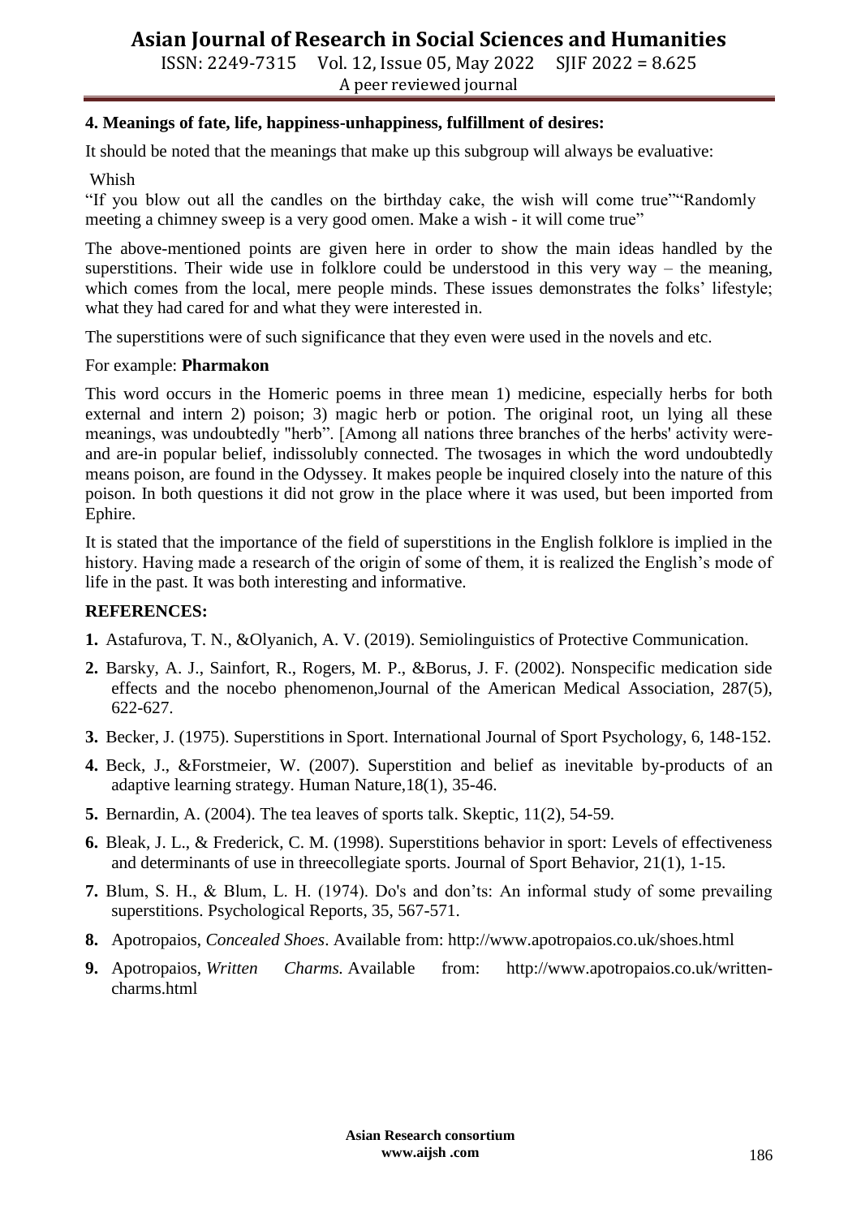**4. Meanings of fate, life, happiness-unhappiness, fulfillment of desires:**

It should be noted that the meanings that make up this subgroup will always be evaluative:

Whish

"If you blow out all the candles on the birthday cake, the wish will come true""Randomly meeting a chimney sweep is a very good omen. Make a wish - it will come true"

The above-mentioned points are given here in order to show the main ideas handled by the superstitions. Their wide use in folklore could be understood in this very way – the meaning, which comes from the local, mere people minds. These issues demonstrates the folks' lifestyle; what they had cared for and what they were interested in.

The superstitions were of such significance that they even were used in the novels and etc.

For example: **Pharmakon**

This word occurs in the Homeric poems in three mean 1) medicine, especially herbs for both external and intern 2) poison; 3) magic herb or potion. The original root, un lying all these meanings, was undoubtedly "herb". [Among all nations three branches of the herbs' activity were- and are-in popular belief, indissolubly connected. The twosages in which the word undoubtedly means poison, are found in the Odyssey. It makes people be inquired closely into the nature of this poison. In both questions it did not grow in the place where it was used, but been imported from Ephire.

It is stated that the importance of the field of superstitions in the English folklore is implied in the history. Having made a research of the origin of some of them, it is realized the English's mode of life in the past. It was both interesting and informative.

**REFERENCES:**

1. Astafurova, T. N., &Olyanich, A. V. (2019). Semiolinguistics of Protective Communication.
2. Barsky, A. J., Sainfort, R., Rogers, M. P., &Borus, J. F. (2002). Nonspecific medication side effects and the nocebo phenomenon,Journal of the American Medical Association, 287(5), 622-627.
3. Becker, J. (1975). Superstitions in Sport. International Journal of Sport Psychology, 6, 148-152.
4. Beck, J., &Forstmeier, W. (2007). Superstition and belief as inevitable by-products of an adaptive learning strategy. Human Nature,18(1), 35-46.
5. Bernardin, A. (2004). The tea leaves of sports talk. Skeptic, 11(2), 54-59.
6. Bleak, J. L., & Frederick, C. M. (1998). Superstitions behavior in sport: Levels of effectiveness and determinants of use in threecollegiate sports. Journal of Sport Behavior, 21(1), 1-15.
7. Blum, S. H., & Blum, L. H. (1974). Do's and don'ts: An informal study of some prevailing superstitions. Psychological Reports, 35, 567-571.
8. Apotropaios, *Concealed Shoes*. Available from: http://www.apotropaios.co.uk/shoes.html
9. Apotropaios, *Written Charms.* Available from: http://www.apotropaios.co.uk/written-charms.html